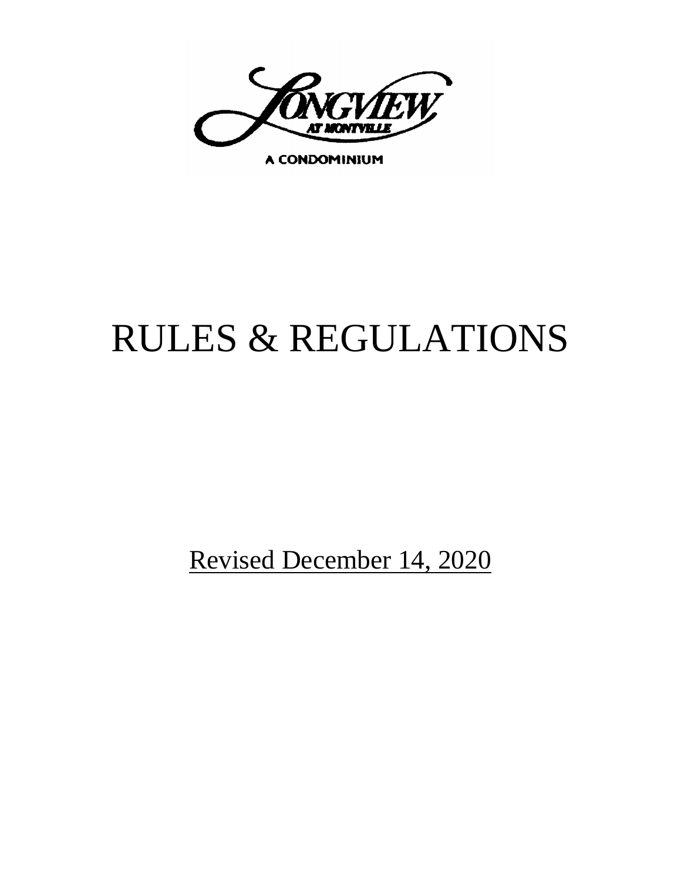LONGVIEW
AT MONTVILLE

A CONDOMINIUM

# RULES & REGULATIONS

Revised December 14, 2020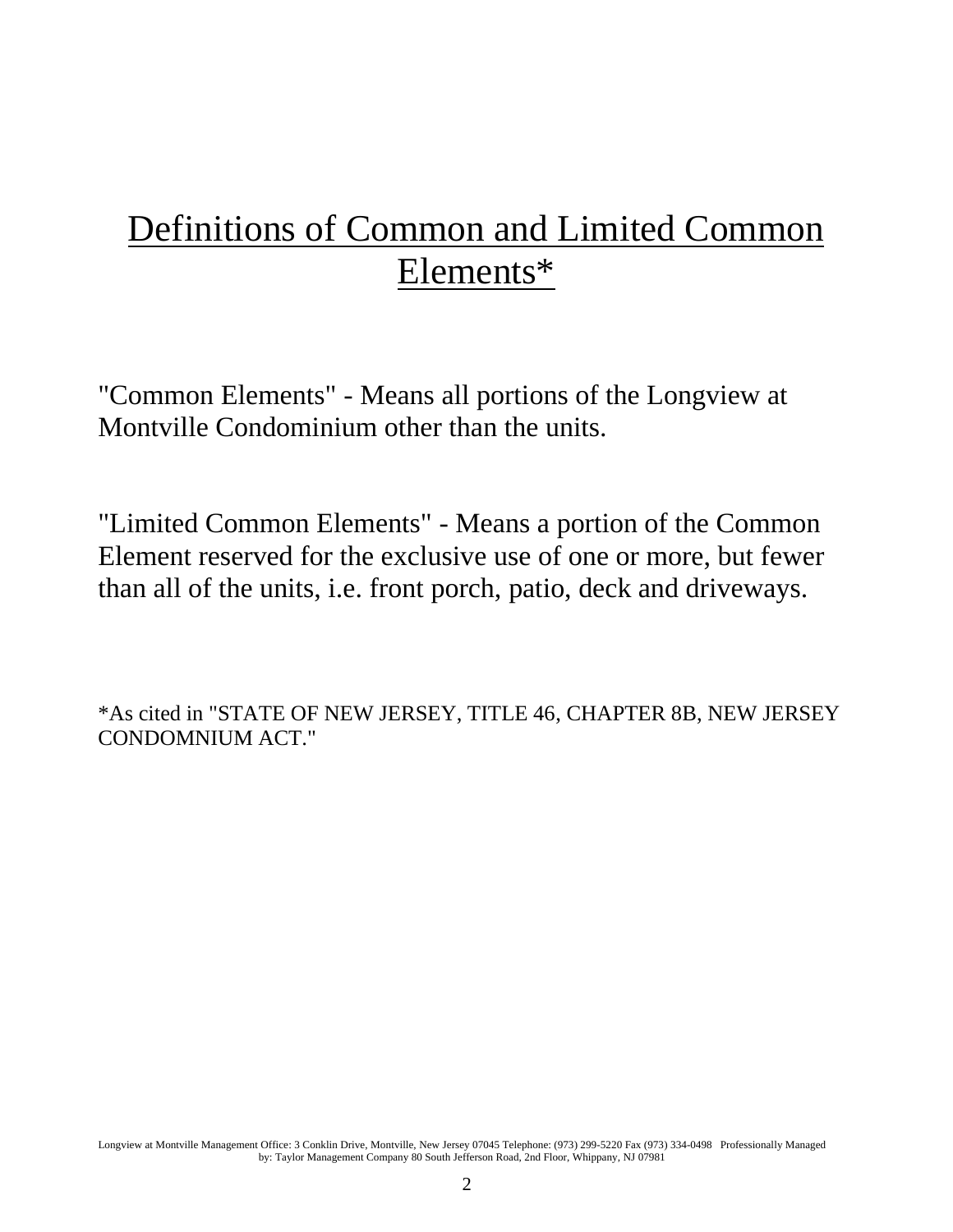# Definitions of Common and Limited Common Elements*

"Common Elements" - Means all portions of the Longview at Montville Condominium other than the units.

"Limited Common Elements" - Means a portion of the Common Element reserved for the exclusive use of one or more, but fewer than all of the units, i.e. front porch, patio, deck and driveways.

*As cited in "STATE OF NEW JERSEY, TITLE 46, CHAPTER 8B, NEW JERSEY CONDOMNIUM ACT."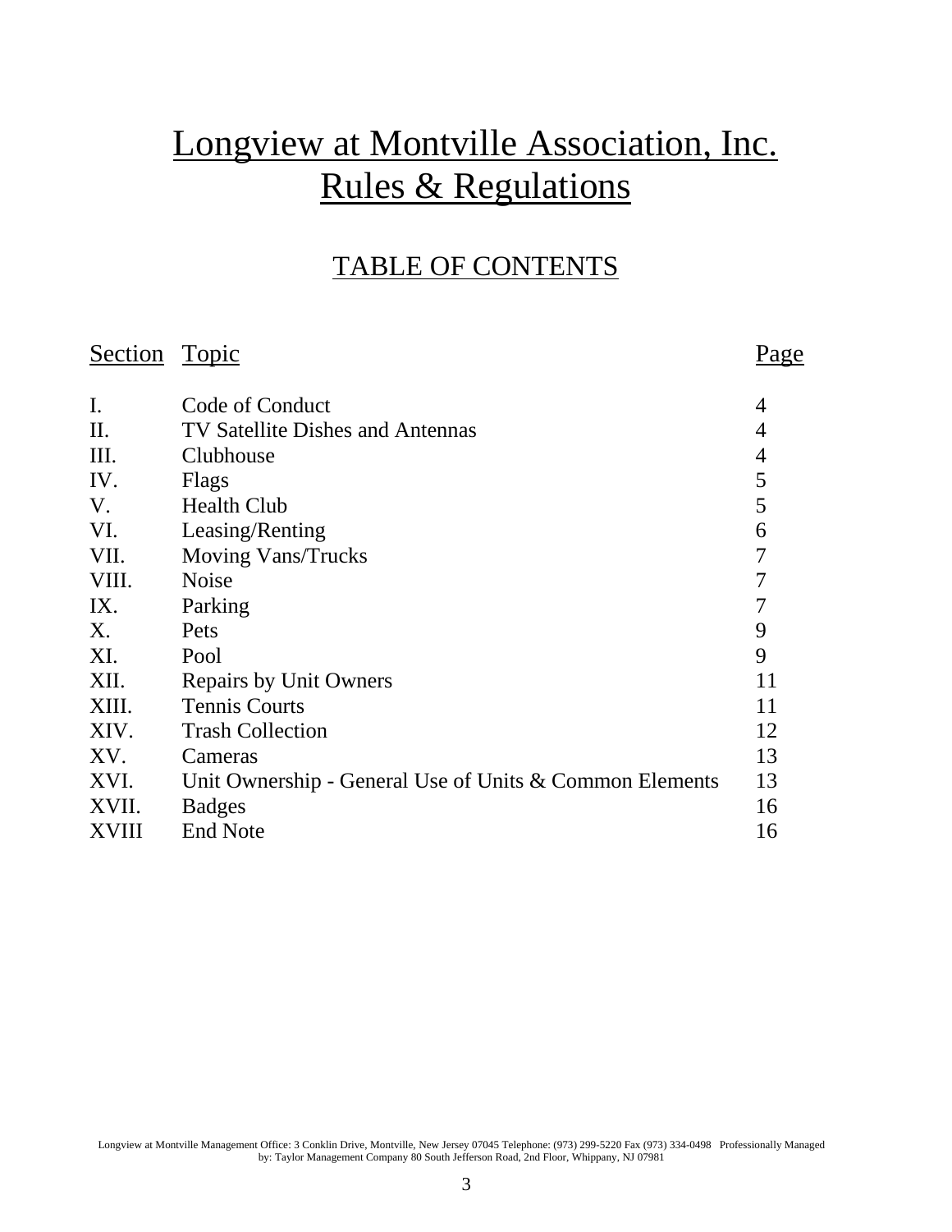# Longview at Montville Association, Inc.
# Rules & Regulations

## TABLE OF CONTENTS

| Section | Topic | Page |
|---|---|---|
| I. | Code of Conduct | 4 |
| II. | TV Satellite Dishes and Antennas | 4 |
| III. | Clubhouse | 4 |
| IV. | Flags | 5 |
| V. | Health Club | 5 |
| VI. | Leasing/Renting | 6 |
| VII. | Moving Vans/Trucks | 7 |
| VIII. | Noise | 7 |
| IX. | Parking | 7 |
| X. | Pets | 9 |
| XI. | Pool | 9 |
| XII. | Repairs by Unit Owners | 11 |
| XIII. | Tennis Courts | 11 |
| XIV. | Trash Collection | 12 |
| XV. | Cameras | 13 |
| XVI. | Unit Ownership - General Use of Units & Common Elements | 13 |
| XVII. | Badges | 16 |
| XVIII | End Note | 16 |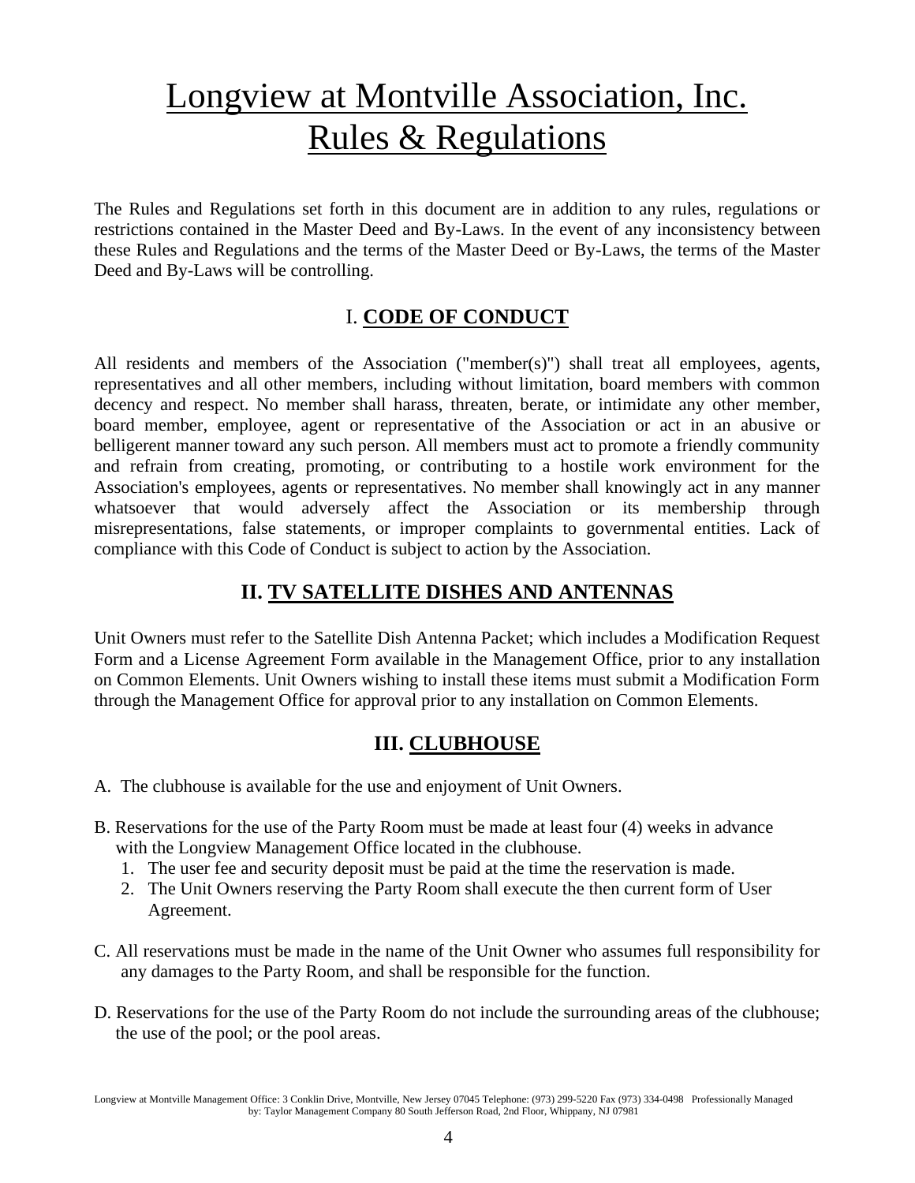# Longview at Montville Association, Inc. Rules & Regulations

The Rules and Regulations set forth in this document are in addition to any rules, regulations or restrictions contained in the Master Deed and By-Laws. In the event of any inconsistency between these Rules and Regulations and the terms of the Master Deed or By-Laws, the terms of the Master Deed and By-Laws will be controlling.

## I. CODE OF CONDUCT

All residents and members of the Association ("member(s)") shall treat all employees, agents, representatives and all other members, including without limitation, board members with common decency and respect. No member shall harass, threaten, berate, or intimidate any other member, board member, employee, agent or representative of the Association or act in an abusive or belligerent manner toward any such person. All members must act to promote a friendly community and refrain from creating, promoting, or contributing to a hostile work environment for the Association's employees, agents or representatives. No member shall knowingly act in any manner whatsoever that would adversely affect the Association or its membership through misrepresentations, false statements, or improper complaints to governmental entities. Lack of compliance with this Code of Conduct is subject to action by the Association.

## II. TV SATELLITE DISHES AND ANTENNAS

Unit Owners must refer to the Satellite Dish Antenna Packet; which includes a Modification Request Form and a License Agreement Form available in the Management Office, prior to any installation on Common Elements. Unit Owners wishing to install these items must submit a Modification Form through the Management Office for approval prior to any installation on Common Elements.

## III. CLUBHOUSE

A. The clubhouse is available for the use and enjoyment of Unit Owners.

B. Reservations for the use of the Party Room must be made at least four (4) weeks in advance with the Longview Management Office located in the clubhouse.

1. The user fee and security deposit must be paid at the time the reservation is made.
2. The Unit Owners reserving the Party Room shall execute the then current form of User Agreement.

C. All reservations must be made in the name of the Unit Owner who assumes full responsibility for any damages to the Party Room, and shall be responsible for the function.

D. Reservations for the use of the Party Room do not include the surrounding areas of the clubhouse; the use of the pool; or the pool areas.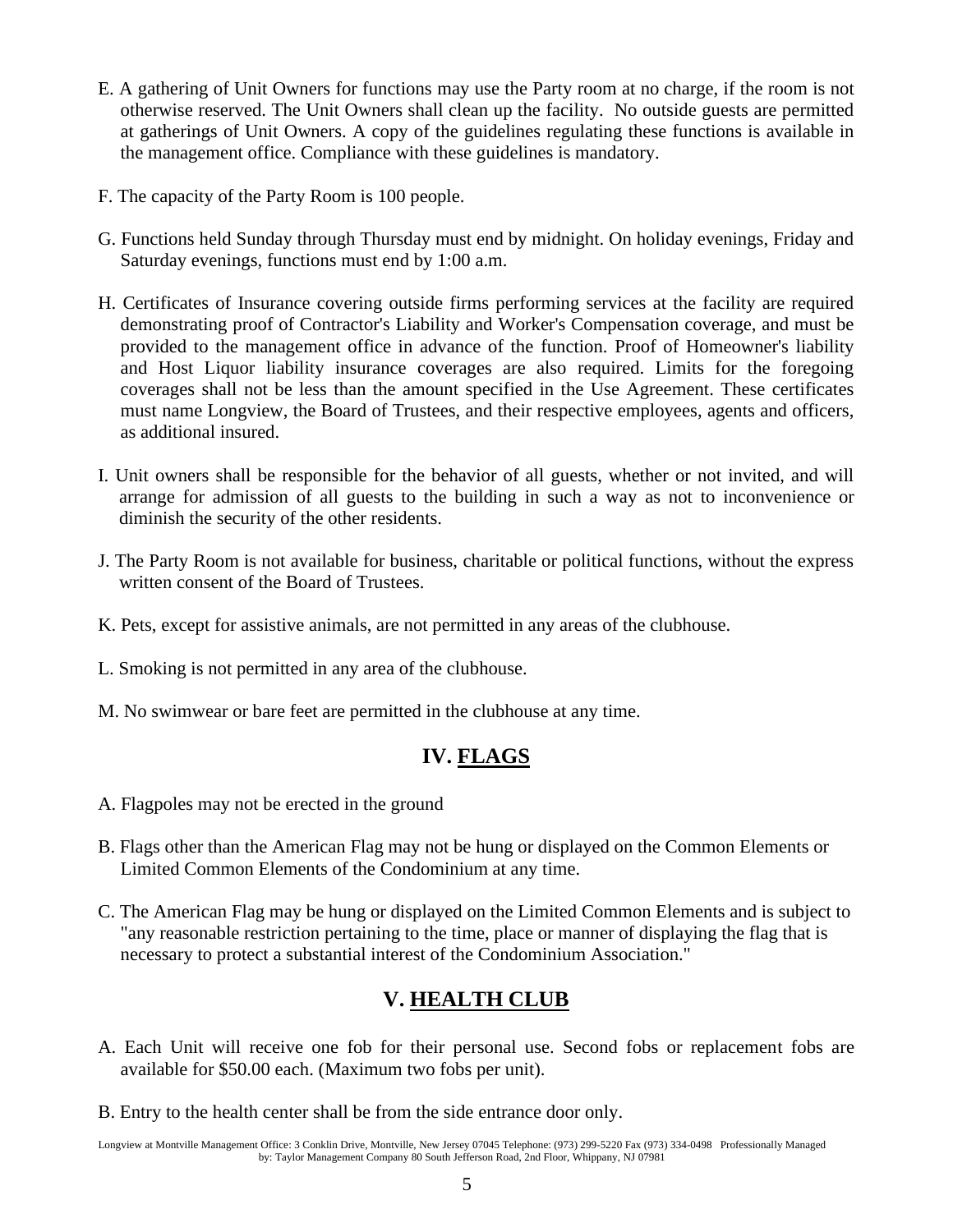E. A gathering of Unit Owners for functions may use the Party room at no charge, if the room is not otherwise reserved. The Unit Owners shall clean up the facility. No outside guests are permitted at gatherings of Unit Owners. A copy of the guidelines regulating these functions is available in the management office. Compliance with these guidelines is mandatory.

F. The capacity of the Party Room is 100 people.

G. Functions held Sunday through Thursday must end by midnight. On holiday evenings, Friday and Saturday evenings, functions must end by 1:00 a.m.

H. Certificates of Insurance covering outside firms performing services at the facility are required demonstrating proof of Contractor's Liability and Worker's Compensation coverage, and must be provided to the management office in advance of the function. Proof of Homeowner's liability and Host Liquor liability insurance coverages are also required. Limits for the foregoing coverages shall not be less than the amount specified in the Use Agreement. These certificates must name Longview, the Board of Trustees, and their respective employees, agents and officers, as additional insured.

I. Unit owners shall be responsible for the behavior of all guests, whether or not invited, and will arrange for admission of all guests to the building in such a way as not to inconvenience or diminish the security of the other residents.

J. The Party Room is not available for business, charitable or political functions, without the express written consent of the Board of Trustees.

K. Pets, except for assistive animals, are not permitted in any areas of the clubhouse.

L. Smoking is not permitted in any area of the clubhouse.

M. No swimwear or bare feet are permitted in the clubhouse at any time.

## IV. FLAGS

A. Flagpoles may not be erected in the ground

B. Flags other than the American Flag may not be hung or displayed on the Common Elements or Limited Common Elements of the Condominium at any time.

C. The American Flag may be hung or displayed on the Limited Common Elements and is subject to "any reasonable restriction pertaining to the time, place or manner of displaying the flag that is necessary to protect a substantial interest of the Condominium Association."

## V. HEALTH CLUB

A. Each Unit will receive one fob for their personal use. Second fobs or replacement fobs are available for $50.00 each. (Maximum two fobs per unit).

B. Entry to the health center shall be from the side entrance door only.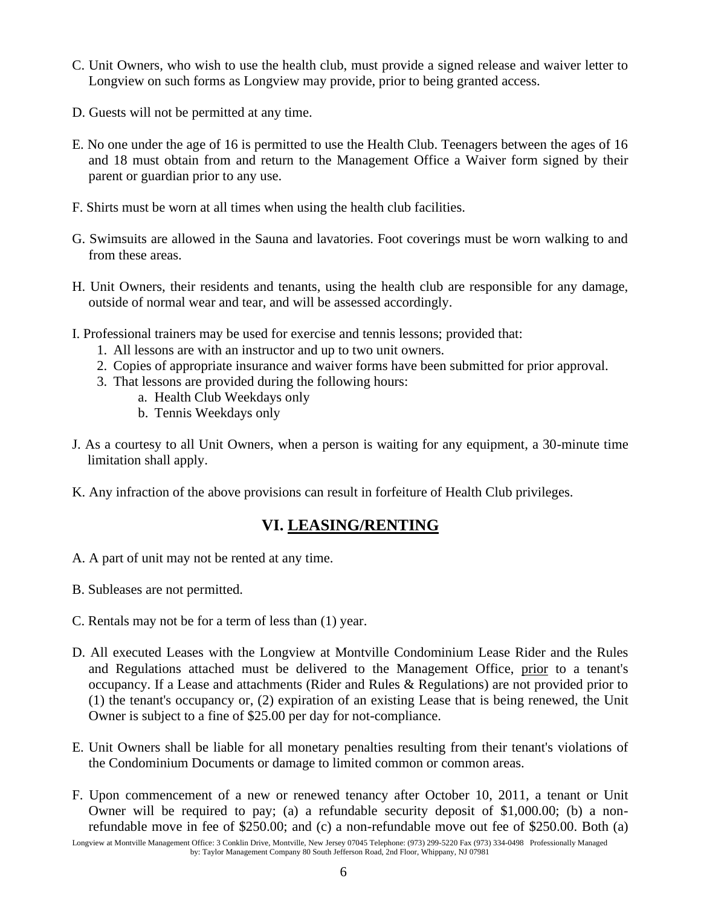C. Unit Owners, who wish to use the health club, must provide a signed release and waiver letter to Longview on such forms as Longview may provide, prior to being granted access.

D. Guests will not be permitted at any time.

E. No one under the age of 16 is permitted to use the Health Club. Teenagers between the ages of 16 and 18 must obtain from and return to the Management Office a Waiver form signed by their parent or guardian prior to any use.

F. Shirts must be worn at all times when using the health club facilities.

G. Swimsuits are allowed in the Sauna and lavatories. Foot coverings must be worn walking to and from these areas.

H. Unit Owners, their residents and tenants, using the health club are responsible for any damage, outside of normal wear and tear, and will be assessed accordingly.

I. Professional trainers may be used for exercise and tennis lessons; provided that:
   1. All lessons are with an instructor and up to two unit owners.
   2. Copies of appropriate insurance and waiver forms have been submitted for prior approval.
   3. That lessons are provided during the following hours:
      a. Health Club Weekdays only
      b. Tennis Weekdays only

J. As a courtesy to all Unit Owners, when a person is waiting for any equipment, a 30-minute time limitation shall apply.

K. Any infraction of the above provisions can result in forfeiture of Health Club privileges.

## VI. LEASING/RENTING

A. A part of unit may not be rented at any time.

B. Subleases are not permitted.

C. Rentals may not be for a term of less than (1) year.

D. All executed Leases with the Longview at Montville Condominium Lease Rider and the Rules and Regulations attached must be delivered to the Management Office, <u>prior</u> to a tenant's occupancy. If a Lease and attachments (Rider and Rules & Regulations) are not provided prior to (1) the tenant's occupancy or, (2) expiration of an existing Lease that is being renewed, the Unit Owner is subject to a fine of $25.00 per day for not-compliance.

E. Unit Owners shall be liable for all monetary penalties resulting from their tenant's violations of the Condominium Documents or damage to limited common or common areas.

F. Upon commencement of a new or renewed tenancy after October 10, 2011, a tenant or Unit Owner will be required to pay; (a) a refundable security deposit of $1,000.00; (b) a non-refundable move in fee of $250.00; and (c) a non-refundable move out fee of $250.00. Both (a)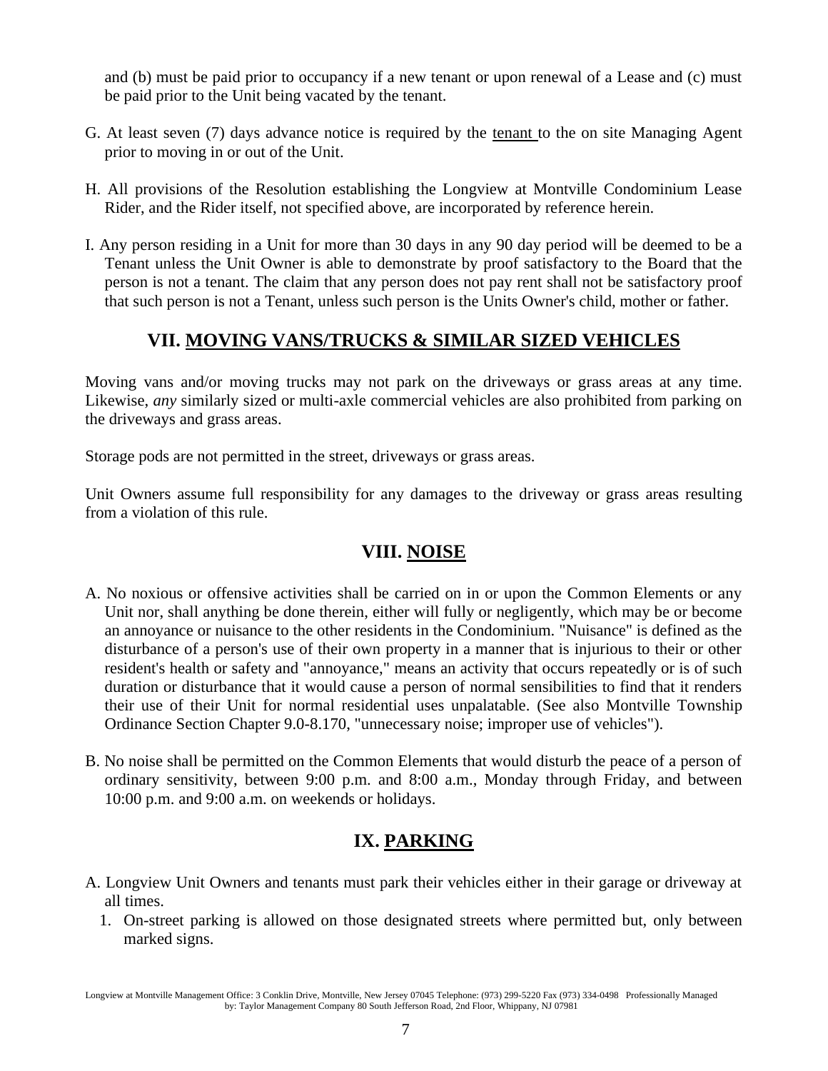and (b) must be paid prior to occupancy if a new tenant or upon renewal of a Lease and (c) must be paid prior to the Unit being vacated by the tenant.

G. At least seven (7) days advance notice is required by the tenant to the on site Managing Agent prior to moving in or out of the Unit.

H. All provisions of the Resolution establishing the Longview at Montville Condominium Lease Rider, and the Rider itself, not specified above, are incorporated by reference herein.

I. Any person residing in a Unit for more than 30 days in any 90 day period will be deemed to be a Tenant unless the Unit Owner is able to demonstrate by proof satisfactory to the Board that the person is not a tenant. The claim that any person does not pay rent shall not be satisfactory proof that such person is not a Tenant, unless such person is the Units Owner's child, mother or father.

## VII. MOVING VANS/TRUCKS & SIMILAR SIZED VEHICLES

Moving vans and/or moving trucks may not park on the driveways or grass areas at any time. Likewise, *any* similarly sized or multi-axle commercial vehicles are also prohibited from parking on the driveways and grass areas.

Storage pods are not permitted in the street, driveways or grass areas.

Unit Owners assume full responsibility for any damages to the driveway or grass areas resulting from a violation of this rule.

## VIII. NOISE

A. No noxious or offensive activities shall be carried on in or upon the Common Elements or any Unit nor, shall anything be done therein, either will fully or negligently, which may be or become an annoyance or nuisance to the other residents in the Condominium. "Nuisance" is defined as the disturbance of a person's use of their own property in a manner that is injurious to their or other resident's health or safety and "annoyance," means an activity that occurs repeatedly or is of such duration or disturbance that it would cause a person of normal sensibilities to find that it renders their use of their Unit for normal residential uses unpalatable. (See also Montville Township Ordinance Section Chapter 9.0-8.170, "unnecessary noise; improper use of vehicles").

B. No noise shall be permitted on the Common Elements that would disturb the peace of a person of ordinary sensitivity, between 9:00 p.m. and 8:00 a.m., Monday through Friday, and between 10:00 p.m. and 9:00 a.m. on weekends or holidays.

## IX. PARKING

A. Longview Unit Owners and tenants must park their vehicles either in their garage or driveway at all times.
   1. On-street parking is allowed on those designated streets where permitted but, only between marked signs.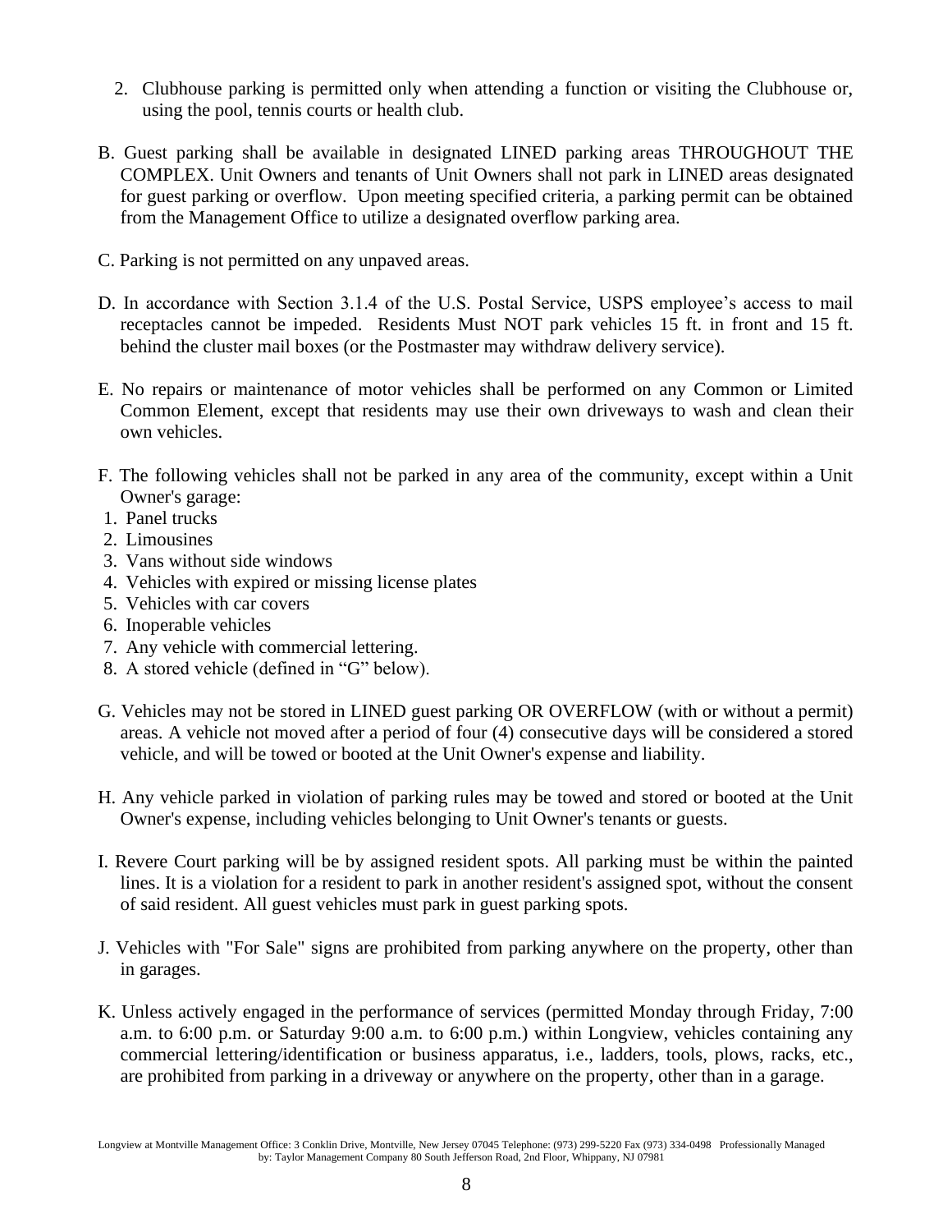2. Clubhouse parking is permitted only when attending a function or visiting the Clubhouse or, using the pool, tennis courts or health club.

B. Guest parking shall be available in designated LINED parking areas THROUGHOUT THE COMPLEX. Unit Owners and tenants of Unit Owners shall not park in LINED areas designated for guest parking or overflow. Upon meeting specified criteria, a parking permit can be obtained from the Management Office to utilize a designated overflow parking area.

C. Parking is not permitted on any unpaved areas.

D. In accordance with Section 3.1.4 of the U.S. Postal Service, USPS employee's access to mail receptacles cannot be impeded. Residents Must NOT park vehicles 15 ft. in front and 15 ft. behind the cluster mail boxes (or the Postmaster may withdraw delivery service).

E. No repairs or maintenance of motor vehicles shall be performed on any Common or Limited Common Element, except that residents may use their own driveways to wash and clean their own vehicles.

F. The following vehicles shall not be parked in any area of the community, except within a Unit Owner's garage:

1. Panel trucks
2. Limousines
3. Vans without side windows
4. Vehicles with expired or missing license plates
5. Vehicles with car covers
6. Inoperable vehicles
7. Any vehicle with commercial lettering.
8. A stored vehicle (defined in "G" below).

G. Vehicles may not be stored in LINED guest parking OR OVERFLOW (with or without a permit) areas. A vehicle not moved after a period of four (4) consecutive days will be considered a stored vehicle, and will be towed or booted at the Unit Owner's expense and liability.

H. Any vehicle parked in violation of parking rules may be towed and stored or booted at the Unit Owner's expense, including vehicles belonging to Unit Owner's tenants or guests.

I. Revere Court parking will be by assigned resident spots. All parking must be within the painted lines. It is a violation for a resident to park in another resident's assigned spot, without the consent of said resident. All guest vehicles must park in guest parking spots.

J. Vehicles with "For Sale" signs are prohibited from parking anywhere on the property, other than in garages.

K. Unless actively engaged in the performance of services (permitted Monday through Friday, 7:00 a.m. to 6:00 p.m. or Saturday 9:00 a.m. to 6:00 p.m.) within Longview, vehicles containing any commercial lettering/identification or business apparatus, i.e., ladders, tools, plows, racks, etc., are prohibited from parking in a driveway or anywhere on the property, other than in a garage.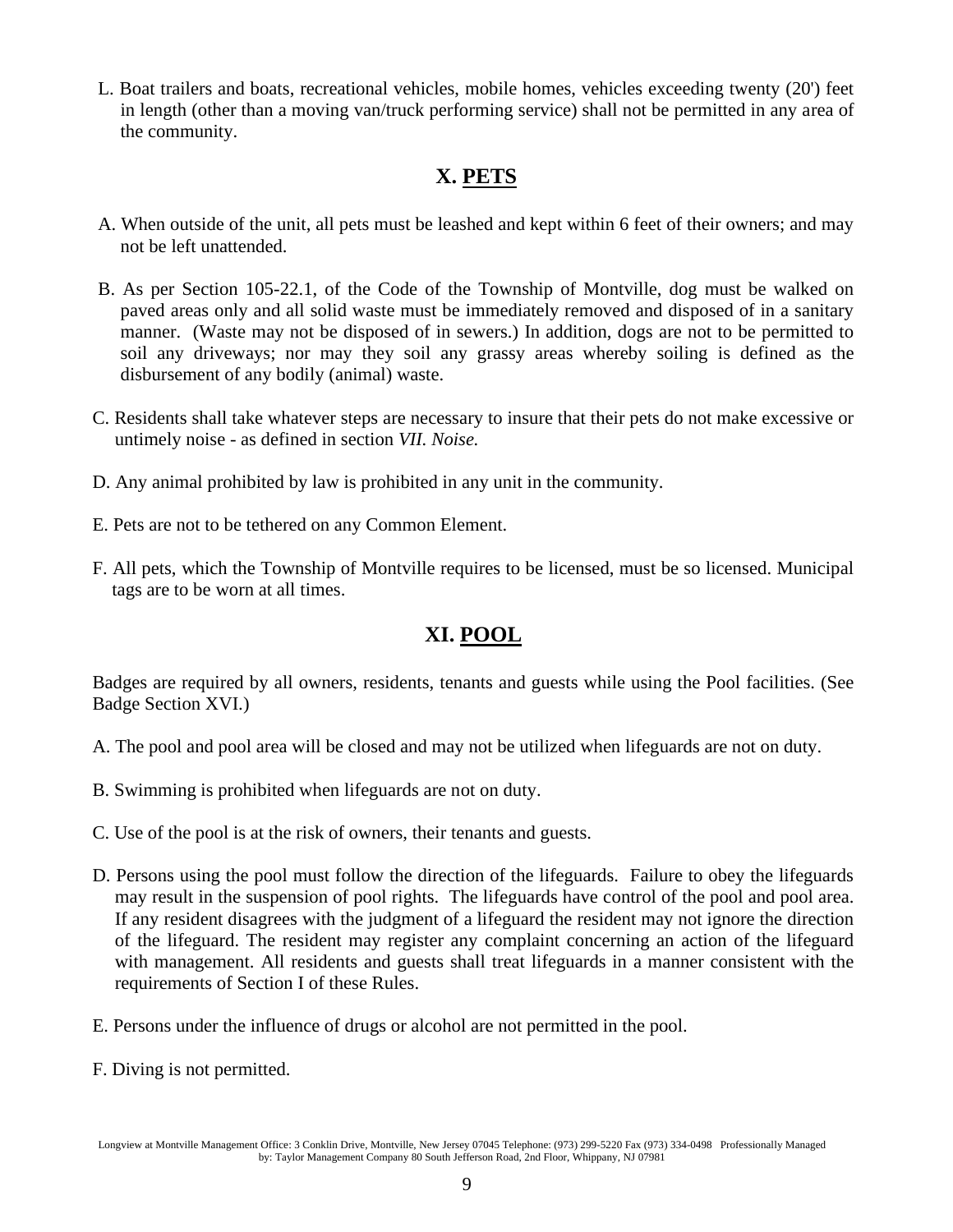L. Boat trailers and boats, recreational vehicles, mobile homes, vehicles exceeding twenty (20') feet in length (other than a moving van/truck performing service) shall not be permitted in any area of the community.

## X. PETS

A. When outside of the unit, all pets must be leashed and kept within 6 feet of their owners; and may not be left unattended.

B. As per Section 105-22.1, of the Code of the Township of Montville, dog must be walked on paved areas only and all solid waste must be immediately removed and disposed of in a sanitary manner. (Waste may not be disposed of in sewers.) In addition, dogs are not to be permitted to soil any driveways; nor may they soil any grassy areas whereby soiling is defined as the disbursement of any bodily (animal) waste.

C. Residents shall take whatever steps are necessary to insure that their pets do not make excessive or untimely noise - as defined in section *VII. Noise.*

D. Any animal prohibited by law is prohibited in any unit in the community.

E. Pets are not to be tethered on any Common Element.

F. All pets, which the Township of Montville requires to be licensed, must be so licensed. Municipal tags are to be worn at all times.

## XI. POOL

Badges are required by all owners, residents, tenants and guests while using the Pool facilities. (See Badge Section XVI.)

A. The pool and pool area will be closed and may not be utilized when lifeguards are not on duty.

B. Swimming is prohibited when lifeguards are not on duty.

C. Use of the pool is at the risk of owners, their tenants and guests.

D. Persons using the pool must follow the direction of the lifeguards. Failure to obey the lifeguards may result in the suspension of pool rights. The lifeguards have control of the pool and pool area. If any resident disagrees with the judgment of a lifeguard the resident may not ignore the direction of the lifeguard. The resident may register any complaint concerning an action of the lifeguard with management. All residents and guests shall treat lifeguards in a manner consistent with the requirements of Section I of these Rules.

E. Persons under the influence of drugs or alcohol are not permitted in the pool.

F. Diving is not permitted.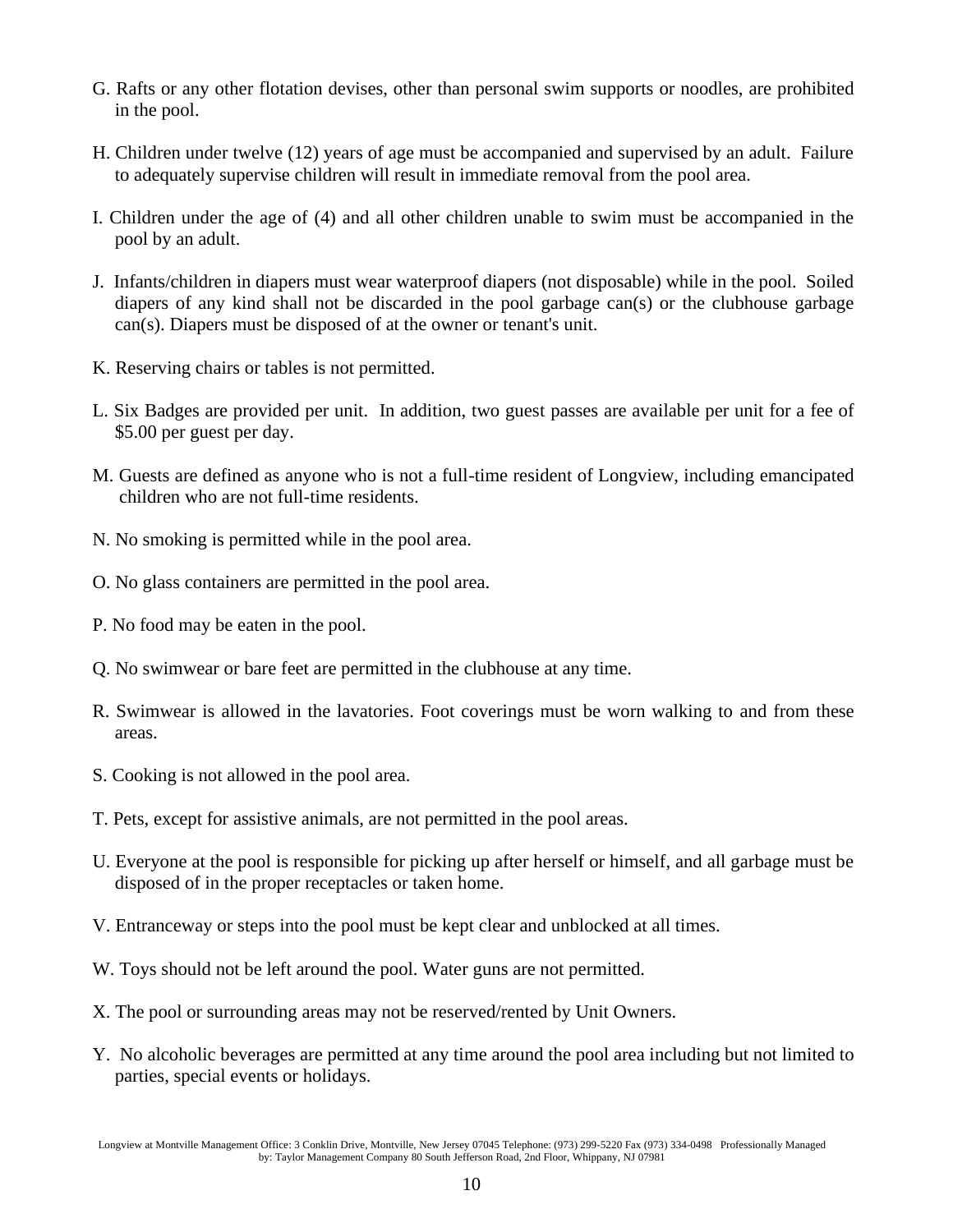G. Rafts or any other flotation devises, other than personal swim supports or noodles, are prohibited in the pool.

H. Children under twelve (12) years of age must be accompanied and supervised by an adult. Failure to adequately supervise children will result in immediate removal from the pool area.

I. Children under the age of (4) and all other children unable to swim must be accompanied in the pool by an adult.

J. Infants/children in diapers must wear waterproof diapers (not disposable) while in the pool. Soiled diapers of any kind shall not be discarded in the pool garbage can(s) or the clubhouse garbage can(s). Diapers must be disposed of at the owner or tenant's unit.

K. Reserving chairs or tables is not permitted.

L. Six Badges are provided per unit. In addition, two guest passes are available per unit for a fee of $5.00 per guest per day.

M. Guests are defined as anyone who is not a full-time resident of Longview, including emancipated children who are not full-time residents.

N. No smoking is permitted while in the pool area.

O. No glass containers are permitted in the pool area.

P. No food may be eaten in the pool.

Q. No swimwear or bare feet are permitted in the clubhouse at any time.

R. Swimwear is allowed in the lavatories. Foot coverings must be worn walking to and from these areas.

S. Cooking is not allowed in the pool area.

T. Pets, except for assistive animals, are not permitted in the pool areas.

U. Everyone at the pool is responsible for picking up after herself or himself, and all garbage must be disposed of in the proper receptacles or taken home.

V. Entranceway or steps into the pool must be kept clear and unblocked at all times.

W. Toys should not be left around the pool. Water guns are not permitted.

X. The pool or surrounding areas may not be reserved/rented by Unit Owners.

Y. No alcoholic beverages are permitted at any time around the pool area including but not limited to parties, special events or holidays.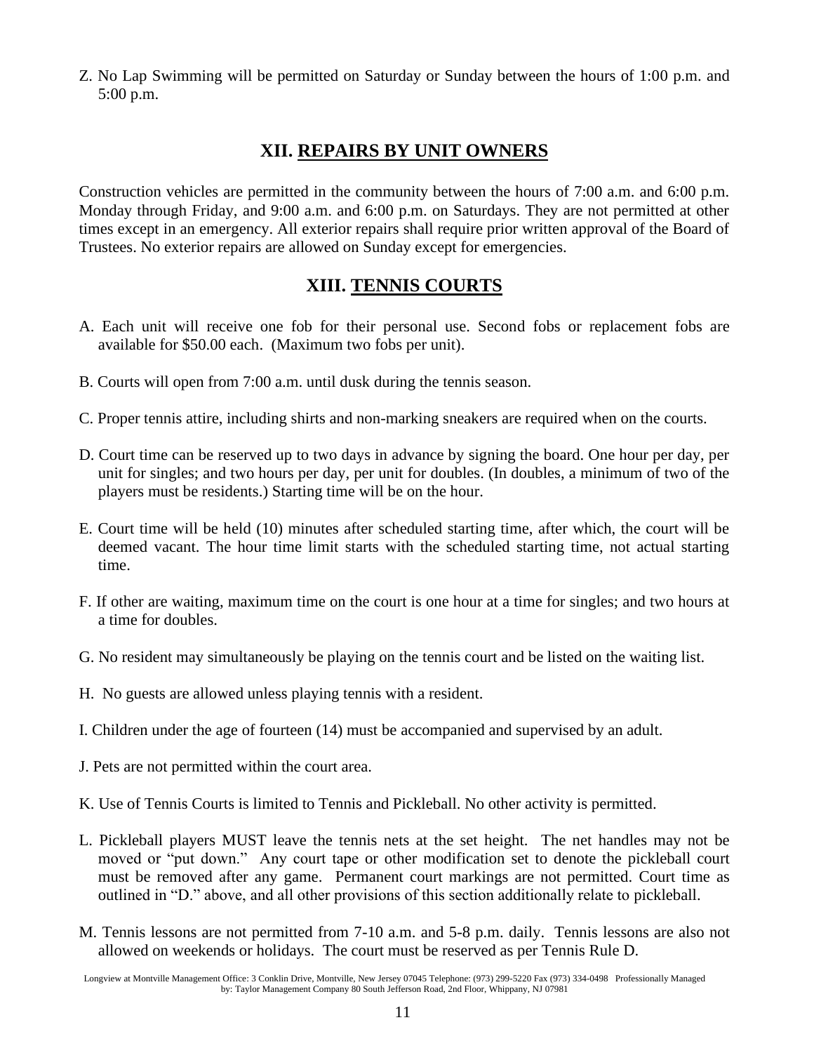Z. No Lap Swimming will be permitted on Saturday or Sunday between the hours of 1:00 p.m. and 5:00 p.m.

## XII. REPAIRS BY UNIT OWNERS

Construction vehicles are permitted in the community between the hours of 7:00 a.m. and 6:00 p.m. Monday through Friday, and 9:00 a.m. and 6:00 p.m. on Saturdays. They are not permitted at other times except in an emergency. All exterior repairs shall require prior written approval of the Board of Trustees. No exterior repairs are allowed on Sunday except for emergencies.

## XIII. TENNIS COURTS

A. Each unit will receive one fob for their personal use. Second fobs or replacement fobs are available for $50.00 each. (Maximum two fobs per unit).

B. Courts will open from 7:00 a.m. until dusk during the tennis season.

C. Proper tennis attire, including shirts and non-marking sneakers are required when on the courts.

D. Court time can be reserved up to two days in advance by signing the board. One hour per day, per unit for singles; and two hours per day, per unit for doubles. (In doubles, a minimum of two of the players must be residents.) Starting time will be on the hour.

E. Court time will be held (10) minutes after scheduled starting time, after which, the court will be deemed vacant. The hour time limit starts with the scheduled starting time, not actual starting time.

F. If other are waiting, maximum time on the court is one hour at a time for singles; and two hours at a time for doubles.

G. No resident may simultaneously be playing on the tennis court and be listed on the waiting list.

H. No guests are allowed unless playing tennis with a resident.

I. Children under the age of fourteen (14) must be accompanied and supervised by an adult.

J. Pets are not permitted within the court area.

K. Use of Tennis Courts is limited to Tennis and Pickleball. No other activity is permitted.

L. Pickleball players MUST leave the tennis nets at the set height. The net handles may not be moved or "put down." Any court tape or other modification set to denote the pickleball court must be removed after any game. Permanent court markings are not permitted. Court time as outlined in "D." above, and all other provisions of this section additionally relate to pickleball.

M. Tennis lessons are not permitted from 7-10 a.m. and 5-8 p.m. daily. Tennis lessons are also not allowed on weekends or holidays. The court must be reserved as per Tennis Rule D.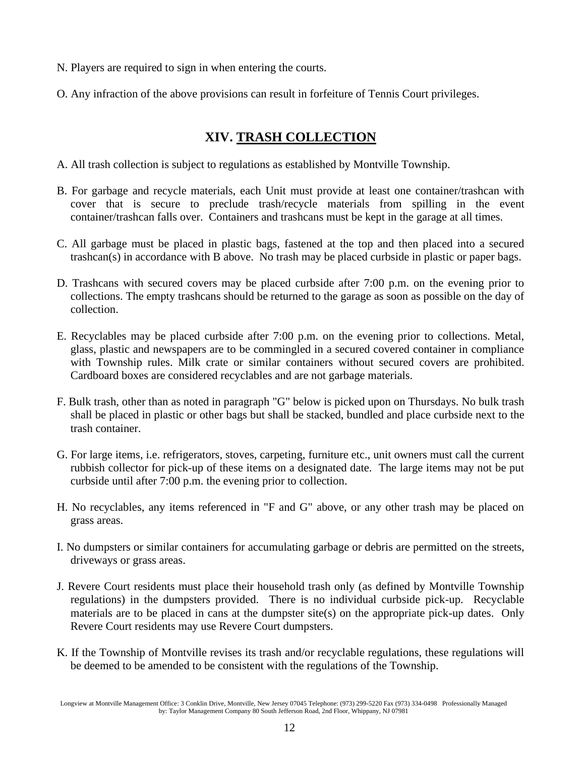N. Players are required to sign in when entering the courts.

O. Any infraction of the above provisions can result in forfeiture of Tennis Court privileges.

## XIV. TRASH COLLECTION

A. All trash collection is subject to regulations as established by Montville Township.

B. For garbage and recycle materials, each Unit must provide at least one container/trashcan with cover that is secure to preclude trash/recycle materials from spilling in the event container/trashcan falls over. Containers and trashcans must be kept in the garage at all times.

C. All garbage must be placed in plastic bags, fastened at the top and then placed into a secured trashcan(s) in accordance with B above. No trash may be placed curbside in plastic or paper bags.

D. Trashcans with secured covers may be placed curbside after 7:00 p.m. on the evening prior to collections. The empty trashcans should be returned to the garage as soon as possible on the day of collection.

E. Recyclables may be placed curbside after 7:00 p.m. on the evening prior to collections. Metal, glass, plastic and newspapers are to be commingled in a secured covered container in compliance with Township rules. Milk crate or similar containers without secured covers are prohibited. Cardboard boxes are considered recyclables and are not garbage materials.

F. Bulk trash, other than as noted in paragraph "G" below is picked upon on Thursdays. No bulk trash shall be placed in plastic or other bags but shall be stacked, bundled and place curbside next to the trash container.

G. For large items, i.e. refrigerators, stoves, carpeting, furniture etc., unit owners must call the current rubbish collector for pick-up of these items on a designated date. The large items may not be put curbside until after 7:00 p.m. the evening prior to collection.

H. No recyclables, any items referenced in "F and G" above, or any other trash may be placed on grass areas.

I. No dumpsters or similar containers for accumulating garbage or debris are permitted on the streets, driveways or grass areas.

J. Revere Court residents must place their household trash only (as defined by Montville Township regulations) in the dumpsters provided. There is no individual curbside pick-up. Recyclable materials are to be placed in cans at the dumpster site(s) on the appropriate pick-up dates. Only Revere Court residents may use Revere Court dumpsters.

K. If the Township of Montville revises its trash and/or recyclable regulations, these regulations will be deemed to be amended to be consistent with the regulations of the Township.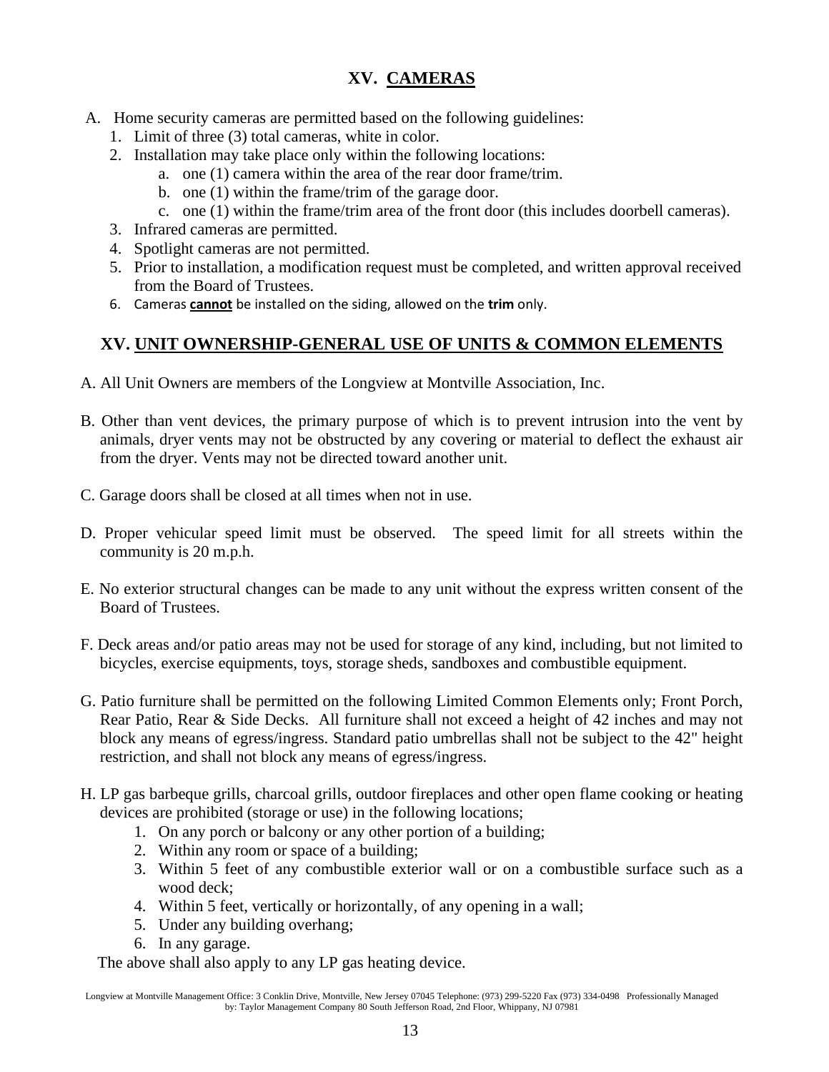## XV. CAMERAS

A. Home security cameras are permitted based on the following guidelines:
   1. Limit of three (3) total cameras, white in color.
   2. Installation may take place only within the following locations:
      a. one (1) camera within the area of the rear door frame/trim.
      b. one (1) within the frame/trim of the garage door.
      c. one (1) within the frame/trim area of the front door (this includes doorbell cameras).
   3. Infrared cameras are permitted.
   4. Spotlight cameras are not permitted.
   5. Prior to installation, a modification request must be completed, and written approval received from the Board of Trustees.
   6. Cameras **cannot** be installed on the siding, allowed on the **trim** only.

## XV. UNIT OWNERSHIP-GENERAL USE OF UNITS & COMMON ELEMENTS

A. All Unit Owners are members of the Longview at Montville Association, Inc.

B. Other than vent devices, the primary purpose of which is to prevent intrusion into the vent by animals, dryer vents may not be obstructed by any covering or material to deflect the exhaust air from the dryer. Vents may not be directed toward another unit.

C. Garage doors shall be closed at all times when not in use.

D. Proper vehicular speed limit must be observed. The speed limit for all streets within the community is 20 m.p.h.

E. No exterior structural changes can be made to any unit without the express written consent of the Board of Trustees.

F. Deck areas and/or patio areas may not be used for storage of any kind, including, but not limited to bicycles, exercise equipments, toys, storage sheds, sandboxes and combustible equipment.

G. Patio furniture shall be permitted on the following Limited Common Elements only; Front Porch, Rear Patio, Rear & Side Decks. All furniture shall not exceed a height of 42 inches and may not block any means of egress/ingress. Standard patio umbrellas shall not be subject to the 42" height restriction, and shall not block any means of egress/ingress.

H. LP gas barbeque grills, charcoal grills, outdoor fireplaces and other open flame cooking or heating devices are prohibited (storage or use) in the following locations;
   1. On any porch or balcony or any other portion of a building;
   2. Within any room or space of a building;
   3. Within 5 feet of any combustible exterior wall or on a combustible surface such as a wood deck;
   4. Within 5 feet, vertically or horizontally, of any opening in a wall;
   5. Under any building overhang;
   6. In any garage.

The above shall also apply to any LP gas heating device.

Longview at Montville Management Office: 3 Conklin Drive, Montville, New Jersey 07045 Telephone: (973) 299-5220 Fax (973) 334-0498 Professionally Managed by: Taylor Management Company 80 South Jefferson Road, 2nd Floor, Whippany, NJ 07981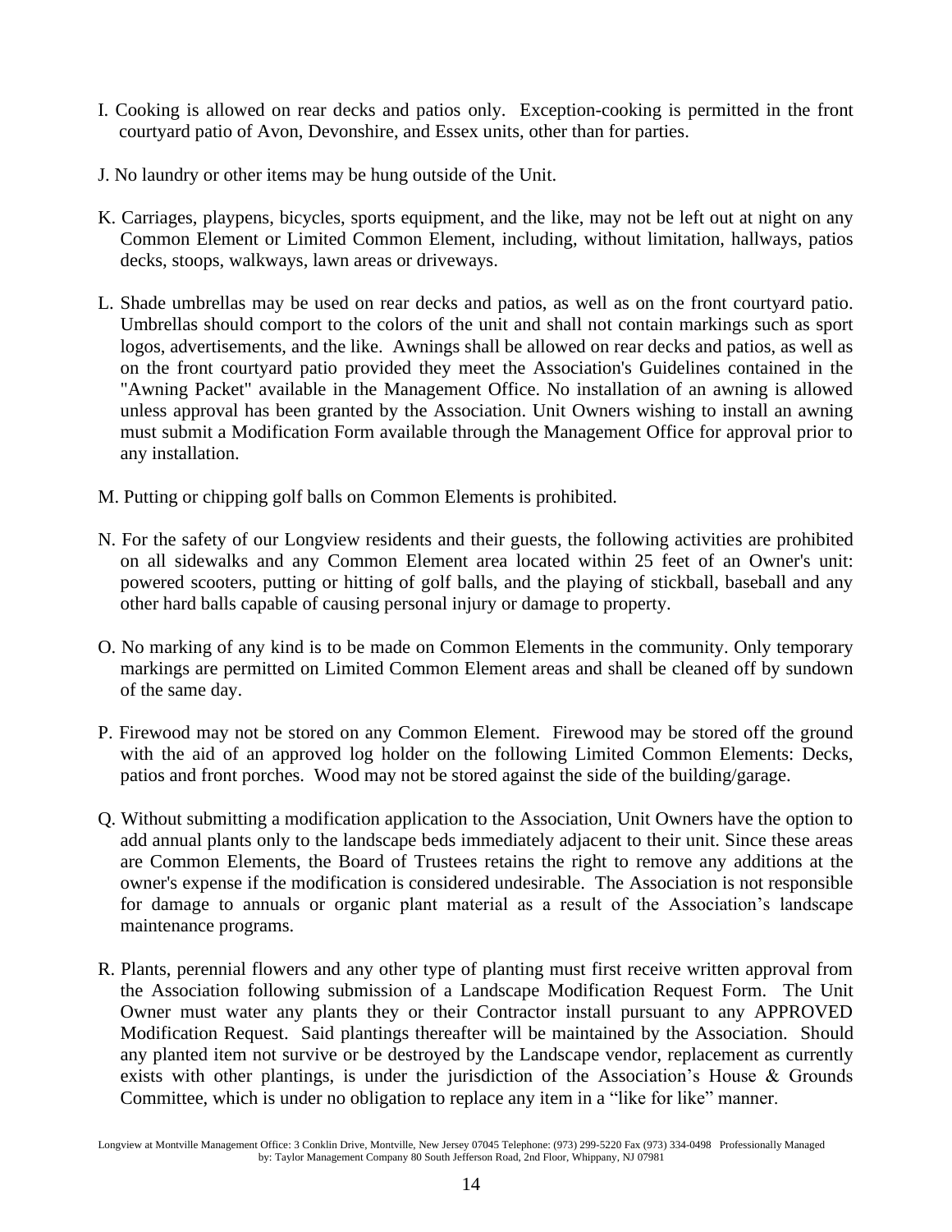I. Cooking is allowed on rear decks and patios only. Exception-cooking is permitted in the front courtyard patio of Avon, Devonshire, and Essex units, other than for parties.

J. No laundry or other items may be hung outside of the Unit.

K. Carriages, playpens, bicycles, sports equipment, and the like, may not be left out at night on any Common Element or Limited Common Element, including, without limitation, hallways, patios decks, stoops, walkways, lawn areas or driveways.

L. Shade umbrellas may be used on rear decks and patios, as well as on the front courtyard patio. Umbrellas should comport to the colors of the unit and shall not contain markings such as sport logos, advertisements, and the like. Awnings shall be allowed on rear decks and patios, as well as on the front courtyard patio provided they meet the Association's Guidelines contained in the "Awning Packet" available in the Management Office. No installation of an awning is allowed unless approval has been granted by the Association. Unit Owners wishing to install an awning must submit a Modification Form available through the Management Office for approval prior to any installation.

M. Putting or chipping golf balls on Common Elements is prohibited.

N. For the safety of our Longview residents and their guests, the following activities are prohibited on all sidewalks and any Common Element area located within 25 feet of an Owner's unit: powered scooters, putting or hitting of golf balls, and the playing of stickball, baseball and any other hard balls capable of causing personal injury or damage to property.

O. No marking of any kind is to be made on Common Elements in the community. Only temporary markings are permitted on Limited Common Element areas and shall be cleaned off by sundown of the same day.

P. Firewood may not be stored on any Common Element. Firewood may be stored off the ground with the aid of an approved log holder on the following Limited Common Elements: Decks, patios and front porches. Wood may not be stored against the side of the building/garage.

Q. Without submitting a modification application to the Association, Unit Owners have the option to add annual plants only to the landscape beds immediately adjacent to their unit. Since these areas are Common Elements, the Board of Trustees retains the right to remove any additions at the owner's expense if the modification is considered undesirable. The Association is not responsible for damage to annuals or organic plant material as a result of the Association's landscape maintenance programs.

R. Plants, perennial flowers and any other type of planting must first receive written approval from the Association following submission of a Landscape Modification Request Form. The Unit Owner must water any plants they or their Contractor install pursuant to any APPROVED Modification Request. Said plantings thereafter will be maintained by the Association. Should any planted item not survive or be destroyed by the Landscape vendor, replacement as currently exists with other plantings, is under the jurisdiction of the Association's House & Grounds Committee, which is under no obligation to replace any item in a "like for like" manner.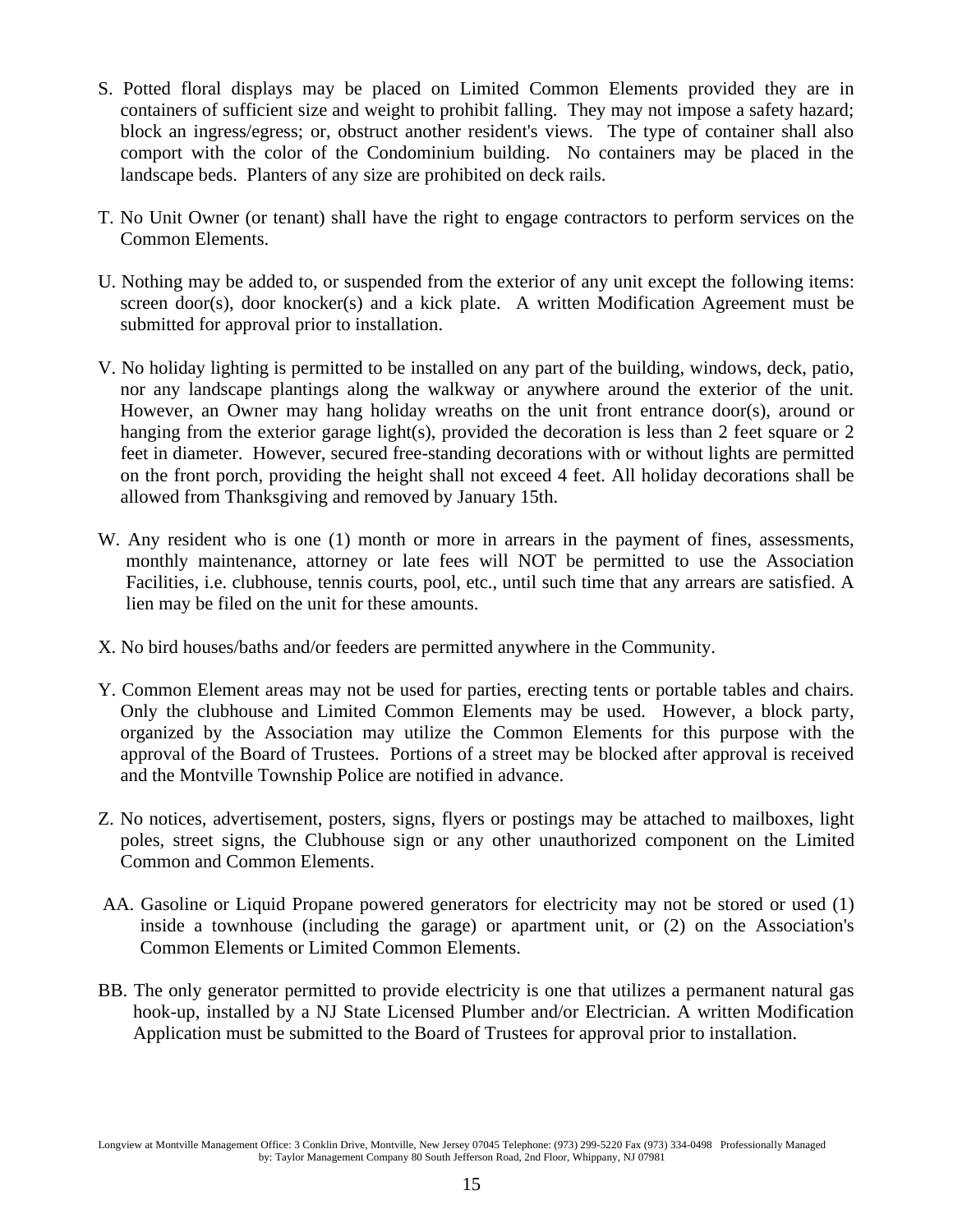S. Potted floral displays may be placed on Limited Common Elements provided they are in containers of sufficient size and weight to prohibit falling. They may not impose a safety hazard; block an ingress/egress; or, obstruct another resident's views. The type of container shall also comport with the color of the Condominium building. No containers may be placed in the landscape beds. Planters of any size are prohibited on deck rails.

T. No Unit Owner (or tenant) shall have the right to engage contractors to perform services on the Common Elements.

U. Nothing may be added to, or suspended from the exterior of any unit except the following items: screen door(s), door knocker(s) and a kick plate. A written Modification Agreement must be submitted for approval prior to installation.

V. No holiday lighting is permitted to be installed on any part of the building, windows, deck, patio, nor any landscape plantings along the walkway or anywhere around the exterior of the unit. However, an Owner may hang holiday wreaths on the unit front entrance door(s), around or hanging from the exterior garage light(s), provided the decoration is less than 2 feet square or 2 feet in diameter. However, secured free-standing decorations with or without lights are permitted on the front porch, providing the height shall not exceed 4 feet. All holiday decorations shall be allowed from Thanksgiving and removed by January 15th.

W. Any resident who is one (1) month or more in arrears in the payment of fines, assessments, monthly maintenance, attorney or late fees will NOT be permitted to use the Association Facilities, i.e. clubhouse, tennis courts, pool, etc., until such time that any arrears are satisfied. A lien may be filed on the unit for these amounts.

X. No bird houses/baths and/or feeders are permitted anywhere in the Community.

Y. Common Element areas may not be used for parties, erecting tents or portable tables and chairs. Only the clubhouse and Limited Common Elements may be used. However, a block party, organized by the Association may utilize the Common Elements for this purpose with the approval of the Board of Trustees. Portions of a street may be blocked after approval is received and the Montville Township Police are notified in advance.

Z. No notices, advertisement, posters, signs, flyers or postings may be attached to mailboxes, light poles, street signs, the Clubhouse sign or any other unauthorized component on the Limited Common and Common Elements.

AA. Gasoline or Liquid Propane powered generators for electricity may not be stored or used (1) inside a townhouse (including the garage) or apartment unit, or (2) on the Association's Common Elements or Limited Common Elements.

BB. The only generator permitted to provide electricity is one that utilizes a permanent natural gas hook-up, installed by a NJ State Licensed Plumber and/or Electrician. A written Modification Application must be submitted to the Board of Trustees for approval prior to installation.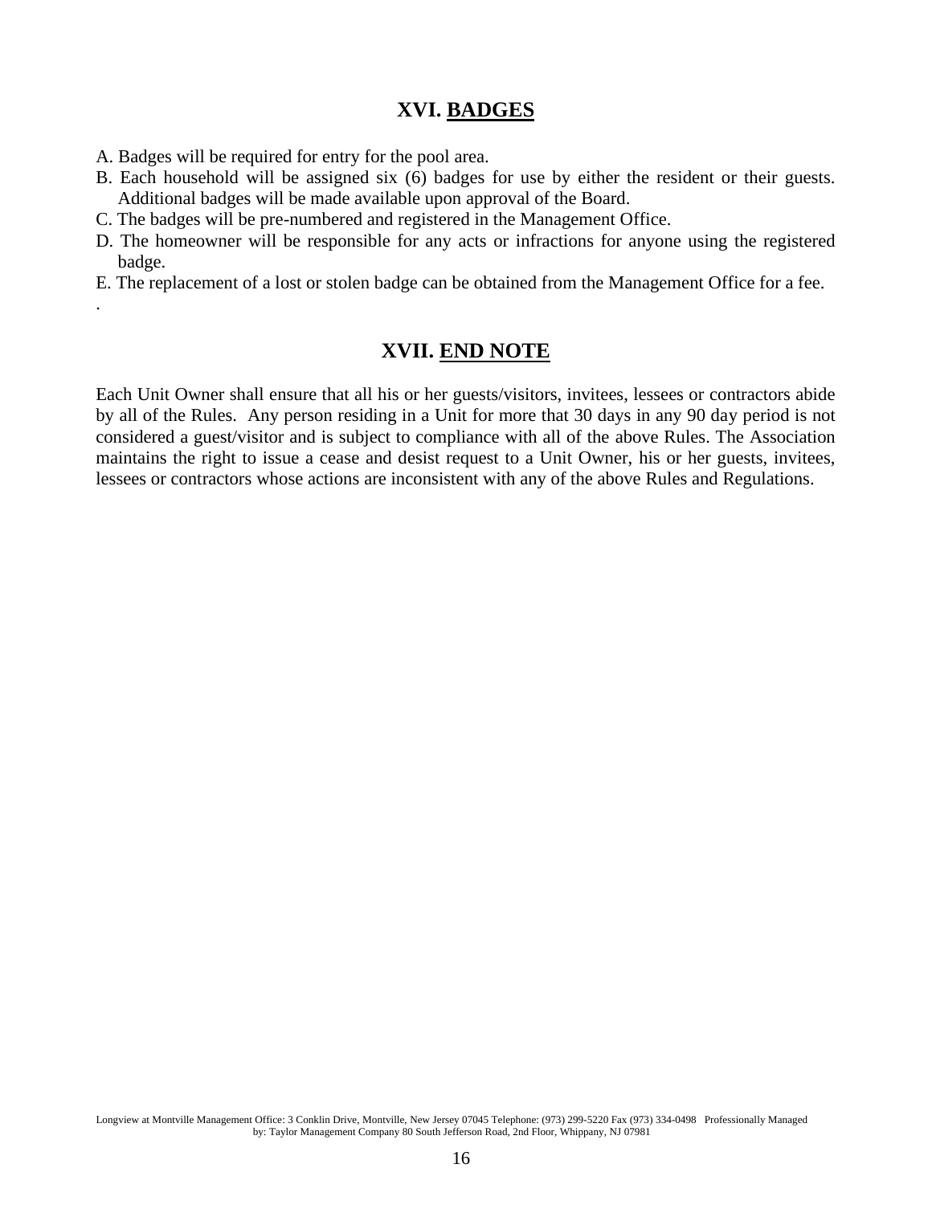## XVI. **BADGES**

A. Badges will be required for entry for the pool area.

B. Each household will be assigned six (6) badges for use by either the resident or their guests. Additional badges will be made available upon approval of the Board.

C. The badges will be pre-numbered and registered in the Management Office.

D. The homeowner will be responsible for any acts or infractions for anyone using the registered badge.

E. The replacement of a lost or stolen badge can be obtained from the Management Office for a fee.

.

## XVII. **END NOTE**

Each Unit Owner shall ensure that all his or her guests/visitors, invitees, lessees or contractors abide by all of the Rules. Any person residing in a Unit for more that 30 days in any 90 day period is not considered a guest/visitor and is subject to compliance with all of the above Rules. The Association maintains the right to issue a cease and desist request to a Unit Owner, his or her guests, invitees, lessees or contractors whose actions are inconsistent with any of the above Rules and Regulations.